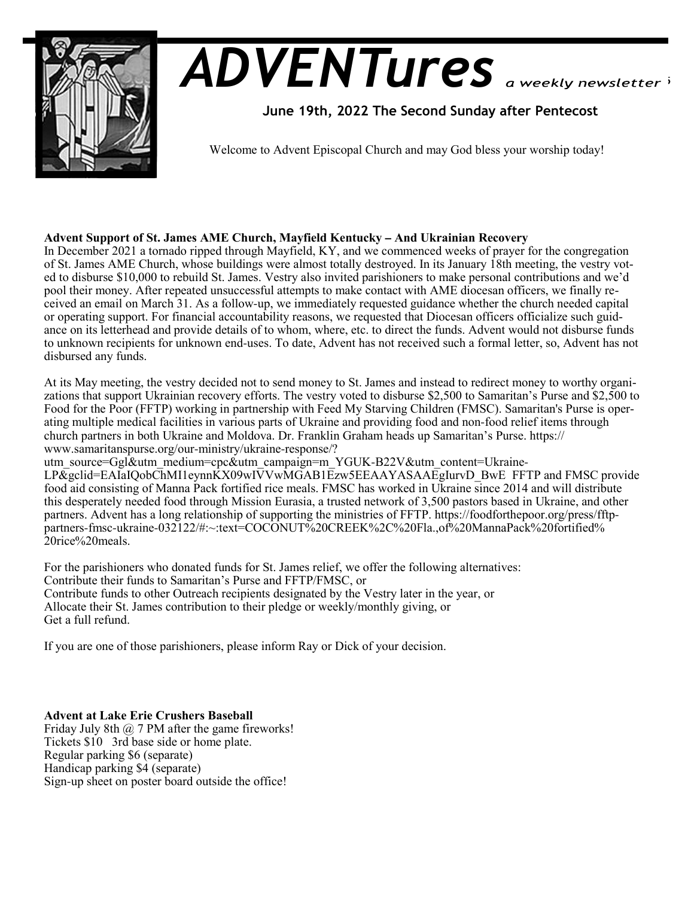# *ADVENTures* *a weekly newsletter*

**June 19th, 2022 The Second Sunday after Pentecost**

Welcome to Advent Episcopal Church and may God bless your worship today!

**Advent Support of St. James AME Church, Mayfield Kentucky – And Ukrainian Recovery**

In December 2021 a tornado ripped through Mayfield, KY, and we commenced weeks of prayer for the congregation of St. James AME Church, whose buildings were almost totally destroyed. In its January 18th meeting, the vestry voted to disburse $10,000 to rebuild St. James. Vestry also invited parishioners to make personal contributions and we'd pool their money. After repeated unsuccessful attempts to make contact with AME diocesan officers, we finally received an email on March 31. As a follow-up, we immediately requested guidance whether the church needed capital or operating support. For financial accountability reasons, we requested that Diocesan officers officialize such guidance on its letterhead and provide details of to whom, where, etc. to direct the funds. Advent would not disburse funds to unknown recipients for unknown end-uses. To date, Advent has not received such a formal letter, so, Advent has not disbursed any funds.

At its May meeting, the vestry decided not to send money to St. James and instead to redirect money to worthy organizations that support Ukrainian recovery efforts. The vestry voted to disburse $2,500 to Samaritan's Purse and $2,500 to Food for the Poor (FFTP) working in partnership with Feed My Starving Children (FMSC). Samaritan's Purse is operating multiple medical facilities in various parts of Ukraine and providing food and non-food relief items through church partners in both Ukraine and Moldova. Dr. Franklin Graham heads up Samaritan's Purse. https://www.samaritanspurse.org/our-ministry/ukraine-response/?utm_source=Ggl&utm_medium=cpc&utm_campaign=m_YGUK-B22V&utm_content=Ukraine-LP&gclid=EAIaIQobChMI1eynnKX09wIVVwMGAB1Ezw5EEAAYASAAEgIurvD_BwE FFTP and FMSC provide food aid consisting of Manna Pack fortified rice meals. FMSC has worked in Ukraine since 2014 and will distribute this desperately needed food through Mission Eurasia, a trusted network of 3,500 pastors based in Ukraine, and other partners. Advent has a long relationship of supporting the ministries of FFTP. https://foodforthepoor.org/press/fftp-partners-fmsc-ukraine-032122/#:~:text=COCONUT%20CREEK%2C%20Fla.,of%20MannaPack%20fortified%20rice%20meals.

For the parishioners who donated funds for St. James relief, we offer the following alternatives:
Contribute their funds to Samaritan's Purse and FFTP/FMSC, or
Contribute funds to other Outreach recipients designated by the Vestry later in the year, or
Allocate their St. James contribution to their pledge or weekly/monthly giving, or
Get a full refund.

If you are one of those parishioners, please inform Ray or Dick of your decision.

**Advent at Lake Erie Crushers Baseball**

Friday July 8th @ 7 PM after the game fireworks!
Tickets $10 3rd base side or home plate.
Regular parking $6 (separate)
Handicap parking $4 (separate)
Sign-up sheet on poster board outside the office!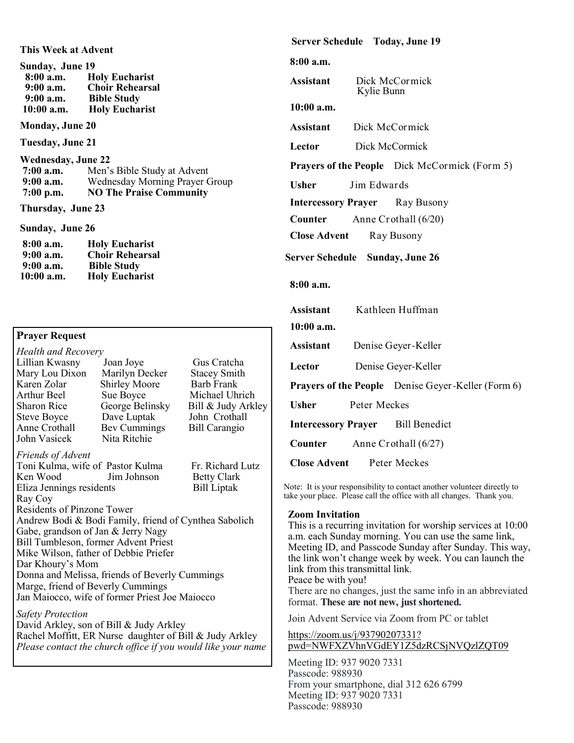## This Week at Advent

**Sunday, June 19**

| | |
|---|---|
| **8:00 a.m.** | **Holy Eucharist** |
| **9:00 a.m.** | **Choir Rehearsal** |
| **9:00 a.m.** | **Bible Study** |
| **10:00 a.m.** | **Holy Eucharist** |

**Monday, June 20**

**Tuesday, June 21**

**Wednesday, June 22**

| | |
|---|---|
| **7:00 a.m.** | Men's Bible Study at Advent |
| **9:00 a.m.** | Wednesday Morning Prayer Group |
| **7:00 p.m.** | **NO The Praise Community** |

**Thursday, June 23**

**Sunday, June 26**

| | |
|---|---|
| **8:00 a.m.** | **Holy Eucharist** |
| **9:00 a.m.** | **Choir Rehearsal** |
| **9:00 a.m.** | **Bible Study** |
| **10:00 a.m.** | **Holy Eucharist** |

## Prayer Request

*Health and Recovery*

| | | |
|---|---|---|
| Lillian Kwasny | Joan Joye | Gus Cratcha |
| Mary Lou Dixon | Marilyn Decker | Stacey Smith |
| Karen Zolar | Shirley Moore | Barb Frank |
| Arthur Beel | Sue Boyce | Michael Uhrich |
| Sharon Rice | George Belinsky | Bill & Judy Arkley |
| Steve Boyce | Dave Luptak | John Crothall |
| Anne Crothall | Bev Cummings | Bill Carangio |
| John Vasicek | Nita Ritchie | |

*Friends of Advent*

Toni Kulma, wife of Pastor Kulma — Fr. Richard Lutz
Ken Wood — Jim Johnson — Betty Clark
Eliza Jennings residents — Bill Liptak
Ray Coy
Residents of Pinzone Tower
Andrew Bodi & Bodi Family, friend of Cynthea Sabolich
Gabe, grandson of Jan & Jerry Nagy
Bill Tumbleson, former Advent Priest
Mike Wilson, father of Debbie Priefer
Dar Khoury's Mom
Donna and Melissa, friends of Beverly Cummings
Marge, friend of Beverly Cummings
Jan Maiocco, wife of former Priest Joe Maiocco

*Safety Protection*

David Arkley, son of Bill & Judy Arkley
Rachel Moffitt, ER Nurse daughter of Bill & Judy Arkley
*Please contact the church office if you would like your name*

## Server Schedule Today, June 19

**8:00 a.m.**

**Assistant** Dick McCormick
Kylie Bunn

**10:00 a.m.**

**Assistant** Dick McCormick

**Lector** Dick McCormick

**Prayers of the People** Dick McCormick (Form 5)

**Usher** Jim Edwards

**Intercessory Prayer** Ray Busony

**Counter** Anne Crothall (6/20)

**Close Advent** Ray Busony

## Server Schedule Sunday, June 26

**8:00 a.m.**

**Assistant** Kathleen Huffman

**10:00 a.m.**

**Assistant** Denise Geyer-Keller

**Lector** Denise Geyer-Keller

**Prayers of the People** Denise Geyer-Keller (Form 6)

**Usher** Peter Meckes

**Intercessory Prayer** Bill Benedict

**Counter** Anne Crothall (6/27)

**Close Advent** Peter Meckes

Note: It is your responsibility to contact another volunteer directly to take your place. Please call the office with all changes. Thank you.

## Zoom Invitation

This is a recurring invitation for worship services at 10:00 a.m. each Sunday morning. You can use the same link, Meeting ID, and Passcode Sunday after Sunday. This way, the link won't change week by week. You can launch the link from this transmittal link.
Peace be with you!
There are no changes, just the same info in an abbreviated format. **These are not new, just shortened.**

Join Advent Service via Zoom from PC or tablet

https://zoom.us/j/93790207331?pwd=NWFXZVhnVGdEY1Z5dzRCSjNVQzlZQT09

Meeting ID: 937 9020 7331
Passcode: 988930
From your smartphone, dial 312 626 6799
Meeting ID: 937 9020 7331
Passcode: 988930